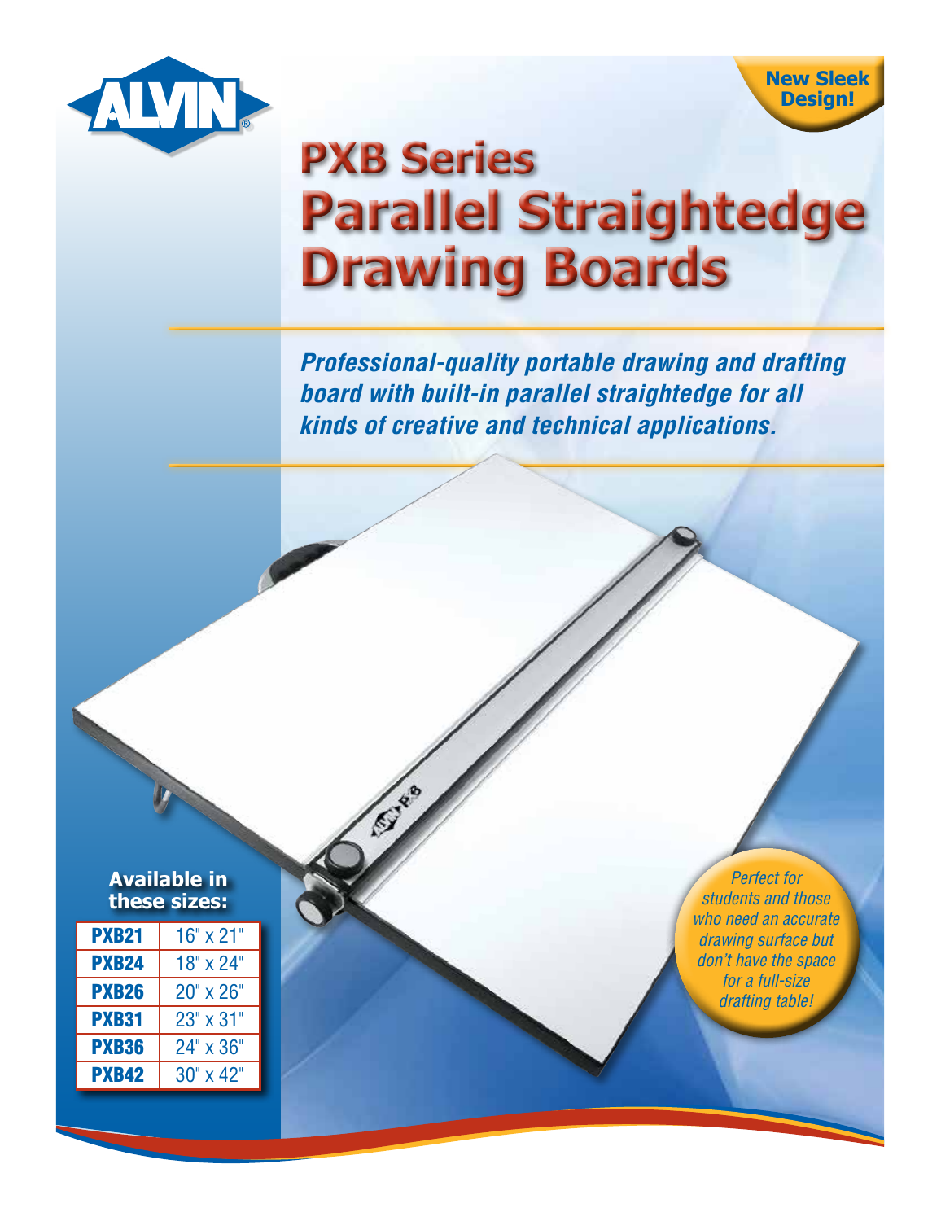ALVIN®

**New Sleek Design!**

# PXB Series Parallel Straightedge Drawing Boards

***Professional-quality portable drawing and drafting board with built-in parallel straightedge for all kinds of creative and technical applications.***

**Available in these sizes:**

| Model | Size |
|---|---|
| **PXB21** | 16" x 21" |
| **PXB24** | 18" x 24" |
| **PXB26** | 20" x 26" |
| **PXB31** | 23" x 31" |
| **PXB36** | 24" x 36" |
| **PXB42** | 30" x 42" |

*Perfect for students and those who need an accurate drawing surface but don't have the space for a full-size drafting table!*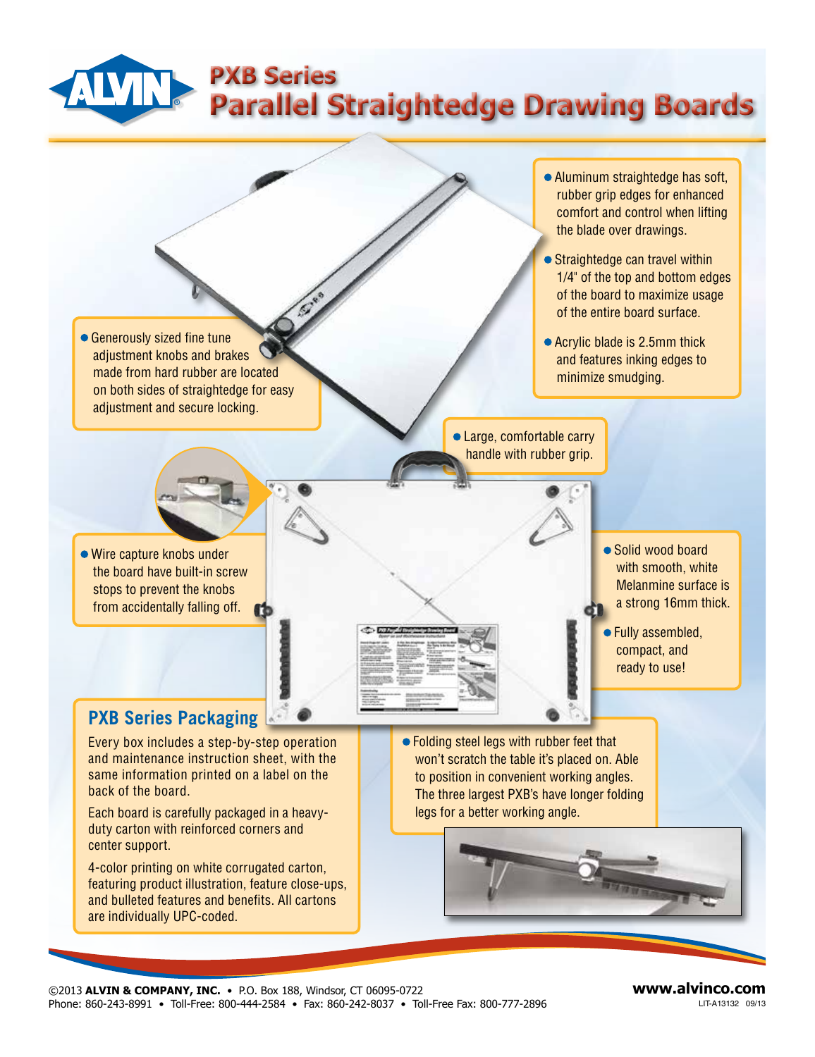# PXB Series
## Parallel Straightedge Drawing Boards

- Aluminum straightedge has soft, rubber grip edges for enhanced comfort and control when lifting the blade over drawings.
- Straightedge can travel within 1/4" of the top and bottom edges of the board to maximize usage of the entire board surface.
- Acrylic blade is 2.5mm thick and features inking edges to minimize smudging.

- Generously sized fine tune adjustment knobs and brakes made from hard rubber are located on both sides of straightedge for easy adjustment and secure locking.

- Large, comfortable carry handle with rubber grip.

- Wire capture knobs under the board have built-in screw stops to prevent the knobs from accidentally falling off.

- Solid wood board with smooth, white Melanmine surface is a strong 16mm thick.
- Fully assembled, compact, and ready to use!

### PXB Series Packaging

Every box includes a step-by-step operation and maintenance instruction sheet, with the same information printed on a label on the back of the board.

Each board is carefully packaged in a heavy-duty carton with reinforced corners and center support.

4-color printing on white corrugated carton, featuring product illustration, feature close-ups, and bulleted features and benefits. All cartons are individually UPC-coded.

- Folding steel legs with rubber feet that won't scratch the table it's placed on. Able to position in convenient working angles. The three largest PXB's have longer folding legs for a better working angle.

©2013 **ALVIN & COMPANY, INC.** • P.O. Box 188, Windsor, CT 06095-0722
Phone: 860-243-8991 • Toll-Free: 800-444-2584 • Fax: 860-242-8037 • Toll-Free Fax: 800-777-2896

**www.alvinco.com**
LIT-A13132 09/13